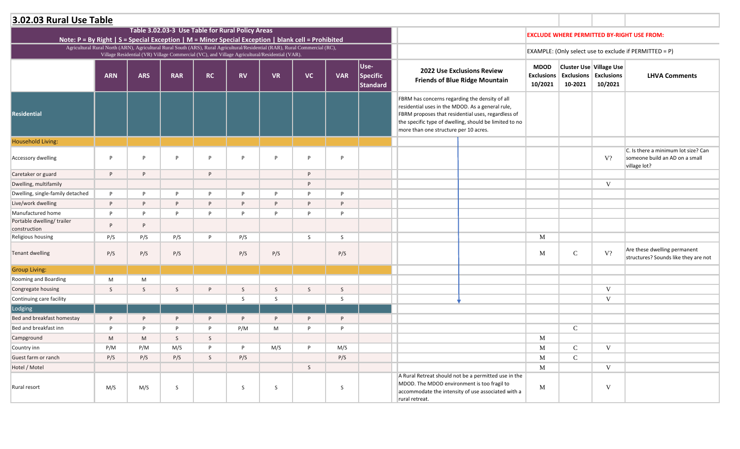# 3.02.03 Rural Use Table

| Table 3.02.03-3 Use Table for Rural Policy Areas<br>Note: P = By Right \| S = Special Exception \| M = Minor Special Exception \| blank cell = Prohibited<br>Agricultural Rural North (ARN), Agricultural Rural South (ARS), Rural Agricultural/Residential (RAR), Rural Commercial (RC), Village Residential (VR) Village Commercial (VC), and Village Agricultural/Residential (VAR). | | | | | | | | | | | EXCLUDE WHERE PERMITTED BY-RIGHT USE FROM:<br>EXAMPLE: (Only select use to exclude if PERMITTED = P) | | | |
|---|---|---|---|---|---|---|---|---|---|---|---|---|---|---|
| | ARN | ARS | RAR | RC | RV | VR | VC | VAR | Use-Specific Standard | 2022 Use Exclusions Review Friends of Blue Ridge Mountain | MDOD Exclusions 10/2021 | Cluster Use Exclusions 10-2021 | Village Use Exclusions 10/2021 | LHVA Comments |
| **Residential** | | | | | | | | | | FBRM has concerns regarding the density of all residential uses in the MDOD. As a general rule, FBRM proposes that residential uses, regardless of the specific type of dwelling, should be limited to no more than one structure per 10 acres. | | | | |
| Household Living: | | | | | | | | | | | | | | |
| Accessory dwelling | P | P | P | P | P | P | P | P | | | | | V? | C. Is there a minimum lot size? Can someone build an AD on a small village lot? |
| Caretaker or guard | P | P | | P | | | P | | | | | | | |
| Dwelling, multifamily | | | | | | | P | | | | | | V | |
| Dwelling, single-family detached | P | P | P | P | P | P | P | P | | | | | | |
| Live/work dwelling | P | P | P | P | P | P | P | P | | | | | | |
| Manufactured home | P | P | P | P | P | P | P | P | | | | | | |
| Portable dwelling/ trailer construction | P | P | | | | | | | | | | | | |
| Religious housing | P/S | P/S | P/S | P | P/S | | S | S | | | M | | | |
| Tenant dwelling | P/S | P/S | P/S | | P/S | P/S | | P/S | | | M | C | V? | Are these dwelling permanent structures? Sounds like they are not |
| Group Living: | | | | | | | | | | | | | | |
| Rooming and Boarding | M | M | | | | | | | | | | | | |
| Congregate housing | S | S | S | P | S | S | S | S | | | | | V | |
| Continuing care facility | | | | | S | S | | S | | | | | V | |
| Lodging | | | | | | | | | | | | | | |
| Bed and breakfast homestay | P | P | P | P | P | P | P | P | | | | | | |
| Bed and breakfast inn | P | P | P | P | P/M | M | P | P | | | | C | | |
| Campground | M | M | S | S | | | | | | | M | | | |
| Country inn | P/M | P/M | M/S | P | P | M/S | P | M/S | | | M | C | V | |
| Guest farm or ranch | P/S | P/S | P/S | S | P/S | | | P/S | | | M | C | | |
| Hotel / Motel | | | | | | | S | | | | M | | V | |
| Rural resort | M/S | M/S | S | | S | S | | S | | A Rural Retreat should not be a permitted use in the MDOD. The MDOD environment is too fragil to accommodate the intensity of use associated with a rural retreat. | M | | V | |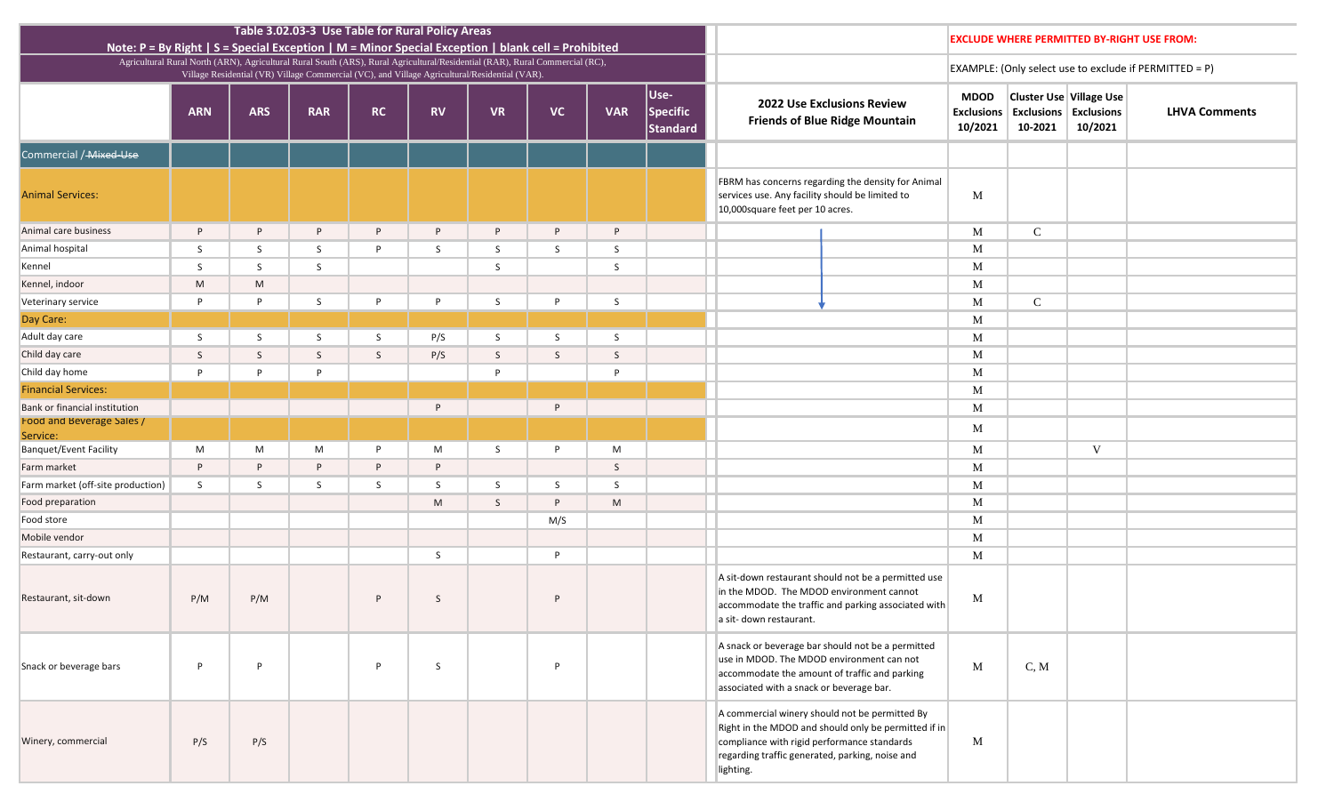| Table 3.02.03-3 Use Table for Rural Policy Areas<br>Note: P = By Right \| S = Special Exception \| M = Minor Special Exception \| blank cell = Prohibited<br>Agricultural Rural North (ARN), Agricultural Rural South (ARS), Rural Agricultural/Residential (RAR), Rural Commercial (RC), Village Residential (VR) Village Commercial (VC), and Village Agricultural/Residential (VAR). | | | | | | | | | | EXCLUDE WHERE PERMITTED BY-RIGHT USE FROM:<br>EXAMPLE: (Only select use to exclude if PERMITTED = P) | | | |
|---|---|---|---|---|---|---|---|---|---|---|---|---|---|
| | ARN | ARS | RAR | RC | RV | VR | VC | VAR | Use-Specific Standard | 2022 Use Exclusions Review Friends of Blue Ridge Mountain | MDOD Exclusions 10/2021 | Cluster Use Exclusions 10-2021 | Village Use Exclusions 10/2021 | LHVA Comments |
| Commercial / ~~Mixed-Use~~ | | | | | | | | | | | | | | |
| Animal Services: | | | | | | | | | | FBRM has concerns regarding the density for Animal services use. Any facility should be limited to 10,000square feet per 10 acres. | M | | | |
| Animal care business | P | P | P | P | P | P | P | P | | ↓ | M | C | | |
| Animal hospital | S | S | S | P | S | S | S | S | | ↓ | M | | | |
| Kennel | S | S | S | | | S | | S | | ↓ | M | | | |
| Kennel, indoor | M | M | | | | | | | | ↓ | M | | | |
| Veterinary service | P | P | S | P | P | S | P | S | | ↓ | M | C | | |
| Day Care: | | | | | | | | | | | M | | | |
| Adult day care | S | S | S | S | P/S | S | S | S | | | M | | | |
| Child day care | S | S | S | S | P/S | S | S | S | | | M | | | |
| Child day home | P | P | P | | | P | | P | | | M | | | |
| Financial Services: | | | | | | | | | | | M | | | |
| Bank or financial institution | | | | | P | | P | | | | M | | | |
| Food and Beverage Sales / Service: | | | | | | | | | | | M | | | |
| Banquet/Event Facility | M | M | M | P | M | S | P | M | | | M | | V | |
| Farm market | P | P | P | P | P | | | S | | | M | | | |
| Farm market (off-site production) | S | S | S | S | S | S | S | S | | | M | | | |
| Food preparation | | | | | M | S | P | M | | | M | | | |
| Food store | | | | | | | M/S | | | | M | | | |
| Mobile vendor | | | | | | | | | | | M | | | |
| Restaurant, carry-out only | | | | | S | | P | | | | M | | | |
| Restaurant, sit-down | P/M | P/M | | P | S | | P | | | A sit-down restaurant should not be a permitted use in the MDOD. The MDOD environment cannot accommodate the traffic and parking associated with a sit- down restaurant. | M | | | |
| Snack or beverage bars | P | P | | P | S | | P | | | A snack or beverage bar should not be a permitted use in MDOD. The MDOD environment can not accommodate the amount of traffic and parking associated with a snack or beverage bar. | M | C, M | | |
| Winery, commercial | P/S | P/S | | | | | | | | A commercial winery should not be permitted By Right in the MDOD and should only be permitted if in compliance with rigid performance standards regarding traffic generated, parking, noise and lighting. | M | | | |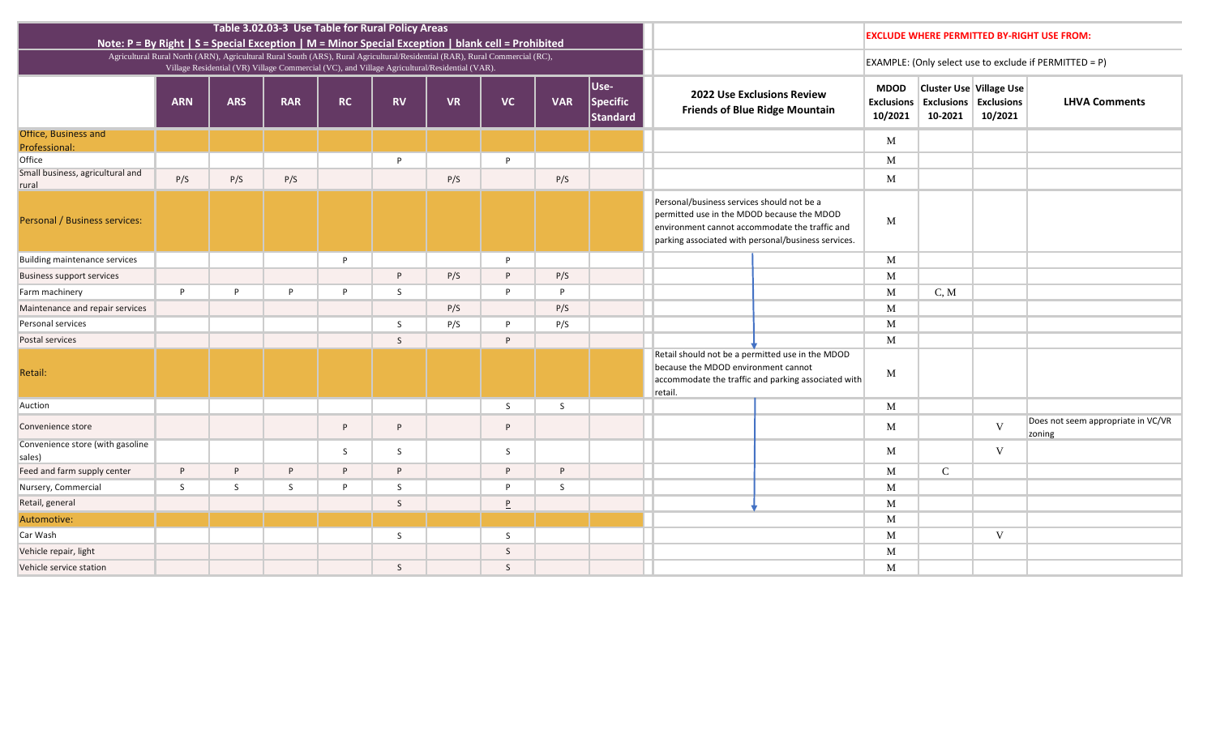| Table 3.02.03-3 Use Table for Rural Policy Areas<br>Note: P = By Right \| S = Special Exception \| M = Minor Special Exception \| blank cell = Prohibited<br>Agricultural Rural North (ARN), Agricultural Rural South (ARS), Rural Agricultural/Residential (RAR), Rural Commercial (RC), Village Residential (VR) Village Commercial (VC), and Village Agricultural/Residential (VAR). | | | | | | | | | | | EXCLUDE WHERE PERMITTED BY-RIGHT USE FROM:<br>EXAMPLE: (Only select use to exclude if PERMITTED = P) | | | |
|---|---|---|---|---|---|---|---|---|---|---|---|---|---|---|
| | ARN | ARS | RAR | RC | RV | VR | VC | VAR | Use-Specific Standard | 2022 Use Exclusions Review Friends of Blue Ridge Mountain | MDOD Exclusions 10/2021 | Cluster Use Exclusions 10-2021 | Village Use Exclusions 10/2021 | LHVA Comments |
| Office, Business and Professional: | | | | | | | | | | | M | | | |
| Office | | | | | P | | P | | | | M | | | |
| Small business, agricultural and rural | P/S | P/S | P/S | | | P/S | | P/S | | | M | | | |
| Personal / Business services: | | | | | | | | | | Personal/business services should not be a permitted use in the MDOD because the MDOD environment cannot accommodate the traffic and parking associated with personal/business services. | M | | | |
| Building maintenance services | | | | P | | | P | | | | M | | | |
| Business support services | | | | | P | P/S | P | P/S | | | M | | | |
| Farm machinery | P | P | P | P | S | | P | P | | | M | C, M | | |
| Maintenance and repair services | | | | | | P/S | | P/S | | | M | | | |
| Personal services | | | | | S | P/S | P | P/S | | | M | | | |
| Postal services | | | | | S | | P | | | | M | | | |
| Retail: | | | | | | | | | | Retail should not be a permitted use in the MDOD because the MDOD environment cannot accommodate the traffic and parking associated with retail. | M | | | |
| Auction | | | | | | | S | S | | | M | | | |
| Convenience store | | | | P | P | | P | | | | M | | V | Does not seem appropriate in VC/VR zoning |
| Convenience store (with gasoline sales) | | | | S | S | | S | | | | M | | V | |
| Feed and farm supply center | P | P | P | P | P | | P | P | | | M | C | | |
| Nursery, Commercial | S | S | S | P | S | | P | S | | | M | | | |
| Retail, general | | | | | S | | P | | | | M | | | |
| Automotive: | | | | | | | | | | | M | | | |
| Car Wash | | | | | S | | S | | | | M | | V | |
| Vehicle repair, light | | | | | | | S | | | | M | | | |
| Vehicle service station | | | | | S | | S | | | | M | | | |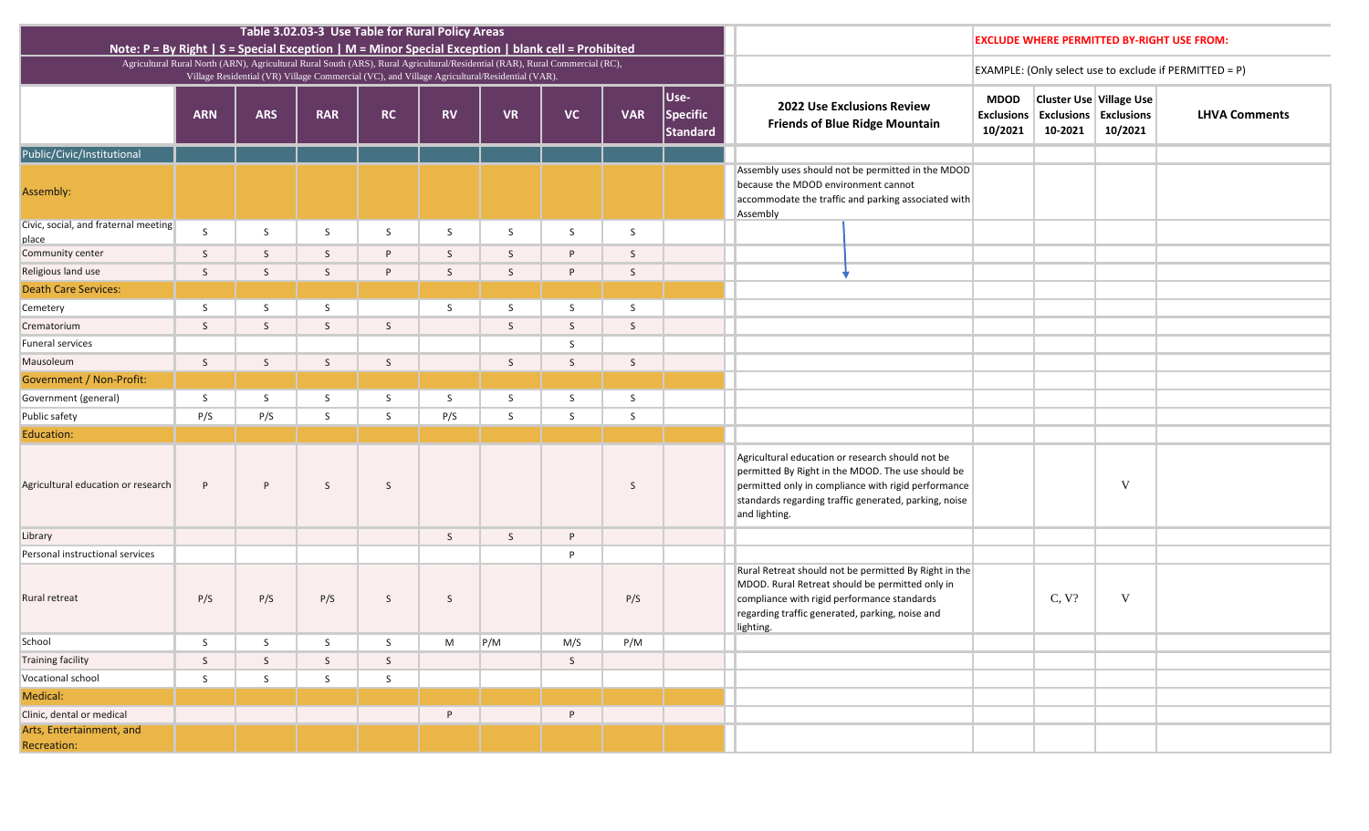| Table 3.02.03-3 Use Table for Rural Policy Areas<br>Note: P = By Right \| S = Special Exception \| M = Minor Special Exception \| blank cell = Prohibited<br>Agricultural Rural North (ARN), Agricultural Rural South (ARS), Rural Agricultural/Residential (RAR), Rural Commercial (RC), Village Residential (VR) Village Commercial (VC), and Village Agricultural/Residential (VAR). | | | | | | | | | | | EXCLUDE WHERE PERMITTED BY-RIGHT USE FROM:<br>EXAMPLE: (Only select use to exclude if PERMITTED = P) | | | |
|---|---|---|---|---|---|---|---|---|---|---|---|---|---|---|
| | ARN | ARS | RAR | RC | RV | VR | VC | VAR | Use-Specific Standard | 2022 Use Exclusions Review Friends of Blue Ridge Mountain | MDOD Exclusions 10/2021 | Cluster Use Exclusions 10-2021 | Village Use Exclusions 10/2021 | LHVA Comments |
| Public/Civic/Institutional | | | | | | | | | | | | | | |
| Assembly: | | | | | | | | | | Assembly uses should not be permitted in the MDOD because the MDOD environment cannot accommodate the traffic and parking associated with Assembly | | | | |
| Civic, social, and fraternal meeting place | S | S | S | S | S | S | S | S | | | | | | |
| Community center | S | S | S | P | S | S | P | S | | | | | | |
| Religious land use | S | S | S | P | S | S | P | S | | | | | | |
| Death Care Services: | | | | | | | | | | | | | | |
| Cemetery | S | S | S | | S | S | S | S | | | | | | |
| Crematorium | S | S | S | S | | S | S | S | | | | | | |
| Funeral services | | | | | | | S | | | | | | | |
| Mausoleum | S | S | S | S | | S | S | S | | | | | | |
| Government / Non-Profit: | | | | | | | | | | | | | | |
| Government (general) | S | S | S | S | S | S | S | S | | | | | | |
| Public safety | P/S | P/S | S | S | P/S | S | S | S | | | | | | |
| Education: | | | | | | | | | | | | | | |
| Agricultural education or research | P | P | S | S | | | | S | | Agricultural education or research should not be permitted By Right in the MDOD. The use should be permitted only in compliance with rigid performance standards regarding traffic generated, parking, noise and lighting. | | | V | |
| Library | | | | | S | S | P | | | | | | | |
| Personal instructional services | | | | | | | P | | | | | | | |
| Rural retreat | P/S | P/S | P/S | S | S | | | P/S | | Rural Retreat should not be permitted By Right in the MDOD. Rural Retreat should be permitted only in compliance with rigid performance standards regarding traffic generated, parking, noise and lighting. | | C, V? | V | |
| School | S | S | S | S | M | P/M | M/S | P/M | | | | | | |
| Training facility | S | S | S | S | | | S | | | | | | | |
| Vocational school | S | S | S | S | | | | | | | | | | |
| Medical: | | | | | | | | | | | | | | |
| Clinic, dental or medical | | | | | P | | P | | | | | | | |
| Arts, Entertainment, and Recreation: | | | | | | | | | | | | | | |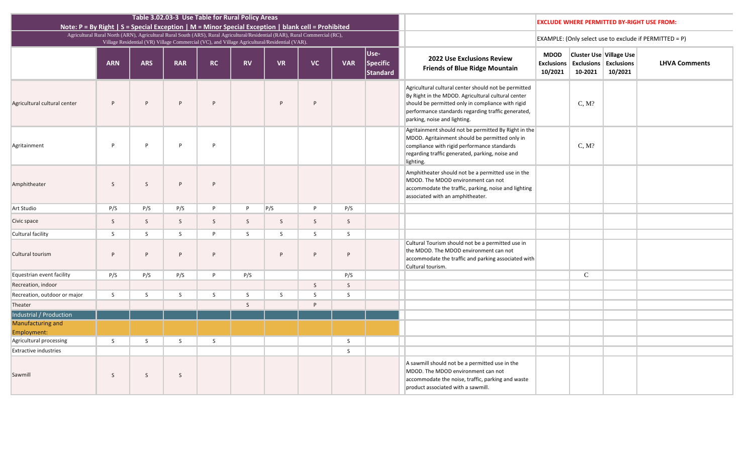| Table 3.02.03-3 Use Table for Rural Policy Areas Note: P = By Right \| S = Special Exception \| M = Minor Special Exception \| blank cell = Prohibited | | | | | | | | | | | EXCLUDE WHERE PERMITTED BY-RIGHT USE FROM: | | | |
|---|---|---|---|---|---|---|---|---|---|---|---|---|---|---|
| Agricultural Rural North (ARN), Agricultural Rural South (ARS), Rural Agricultural/Residential (RAR), Rural Commercial (RC), Village Residential (VR) Village Commercial (VC), and Village Agricultural/Residential (VAR). | | | | | | | | | | | EXAMPLE: (Only select use to exclude if PERMITTED = P) | | | |
| | ARN | ARS | RAR | RC | RV | VR | VC | VAR | Use-Specific Standard | 2022 Use Exclusions Review Friends of Blue Ridge Mountain | MDOD Exclusions 10/2021 | Cluster Use Exclusions 10-2021 | Village Use Exclusions 10/2021 | LHVA Comments |
| Agricultural cultural center | P | P | P | P | | P | P | | | Agricultural cultural center should not be permitted By Right in the MDOD. Agricultural cultural center should be permitted only in compliance with rigid performance standards regarding traffic generated, parking, noise and lighting. | | C, M? | | |
| Agritainment | P | P | P | P | | | | | | Agritainment should not be permitted By Right in the MDOD. Agritainment should be permitted only in compliance with rigid performance standards regarding traffic generated, parking, noise and lighting. | | C, M? | | |
| Amphitheater | S | S | P | P | | | | | | Amphitheater should not be a permitted use in the MDOD. The MDOD environment can not accommodate the traffic, parking, noise and lighting associated with an amphitheater. | | | | |
| Art Studio | P/S | P/S | P/S | P | P | P/S | P | P/S | | | | | | |
| Civic space | S | S | S | S | S | S | S | S | | | | | | |
| Cultural facility | S | S | S | P | S | S | S | S | | | | | | |
| Cultural tourism | P | P | P | P | | P | P | P | | Cultural Tourism should not be a permitted use in the MDOD. The MDOD environment can not accommodate the traffic and parking associated with Cultural tourism. | | | | |
| Equestrian event facility | P/S | P/S | P/S | P | P/S | | | P/S | | | | C | | |
| Recreation, indoor | | | | | | | S | S | | | | | | |
| Recreation, outdoor or major | S | S | S | S | S | S | S | S | | | | | | |
| Theater | | | | | S | | P | | | | | | | |
| Industrial / Production | | | | | | | | | | | | | | |
| Manufacturing and Employment: | | | | | | | | | | | | | | |
| Agricultural processing | S | S | S | S | | | | S | | | | | | |
| Extractive industries | | | | | | | | S | | | | | | |
| Sawmill | S | S | S | | | | | | | A sawmill should not be a permitted use in the MDOD. The MDOD environment can not accommodate the noise, traffic, parking and waste product associated with a sawmill. | | | | |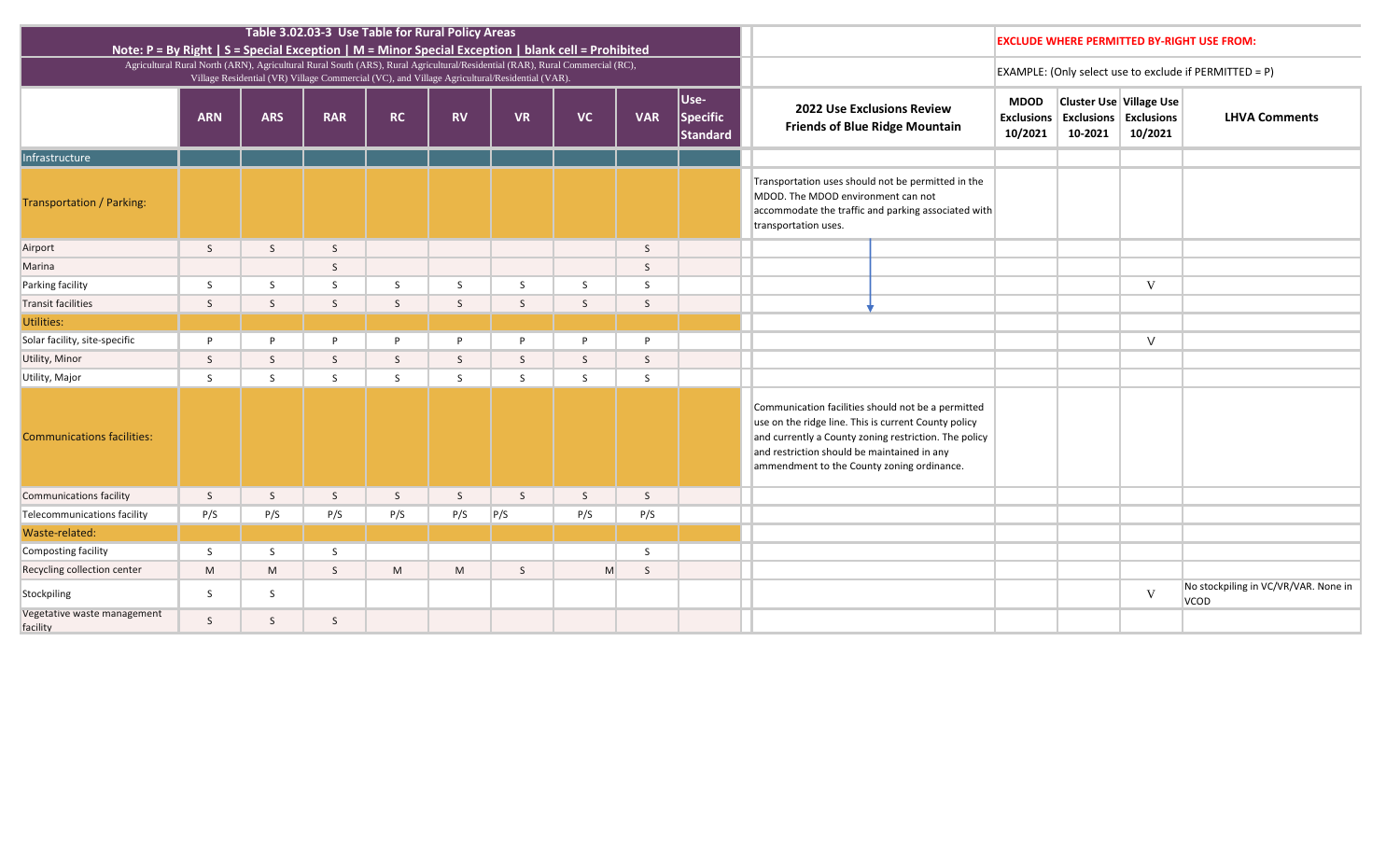| Table 3.02.03-3 Use Table for Rural Policy Areas<br>Note: P = By Right \| S = Special Exception \| M = Minor Special Exception \| blank cell = Prohibited<br>Agricultural Rural North (ARN), Agricultural Rural South (ARS), Rural Agricultural/Residential (RAR), Rural Commercial (RC), Village Residential (VR) Village Commercial (VC), and Village Agricultural/Residential (VAR). | | | | | | | | | | | **EXCLUDE WHERE PERMITTED BY-RIGHT USE FROM:**<br>EXAMPLE: (Only select use to exclude if PERMITTED = P) | | | |
|---|---|---|---|---|---|---|---|---|---|---|---|---|---|
| | **ARN** | **ARS** | **RAR** | **RC** | **RV** | **VR** | **VC** | **VAR** | **Use-Specific Standard** | **2022 Use Exclusions Review Friends of Blue Ridge Mountain** | **MDOD Exclusions 10/2021** | **Cluster Use Exclusions 10-2021** | **Village Use Exclusions 10/2021** | **LHVA Comments** |
| Infrastructure | | | | | | | | | | | | | | |
| Transportation / Parking: | | | | | | | | | | Transportation uses should not be permitted in the MDOD. The MDOD environment can not accommodate the traffic and parking associated with transportation uses. | | | | |
| Airport | S | S | S | | | | | S | | | | | | |
| Marina | | | S | | | | | S | | | | | | |
| Parking facility | S | S | S | S | S | S | S | S | | | | | V | |
| Transit facilities | S | S | S | S | S | S | S | S | | | | | | |
| Utilities: | | | | | | | | | | | | | | |
| Solar facility, site-specific | P | P | P | P | P | P | P | P | | | | | V | |
| Utility, Minor | S | S | S | S | S | S | S | S | | | | | | |
| Utility, Major | S | S | S | S | S | S | S | S | | | | | | |
| Communications facilities: | | | | | | | | | | Communication facilities should not be a permitted use on the ridge line. This is current County policy and currently a County zoning restriction. The policy and restriction should be maintained in any ammendment to the County zoning ordinance. | | | | |
| Communications facility | S | S | S | S | S | S | S | S | | | | | | |
| Telecommunications facility | P/S | P/S | P/S | P/S | P/S | P/S | P/S | P/S | | | | | | |
| Waste-related: | | | | | | | | | | | | | | |
| Composting facility | S | S | S | | | | | S | | | | | | |
| Recycling collection center | M | M | S | M | M | S | M | S | | | | | | |
| Stockpiling | S | S | | | | | | | | | | | V | No stockpiling in VC/VR/VAR. None in VCOD |
| Vegetative waste management facility | S | S | S | | | | | | | | | | | |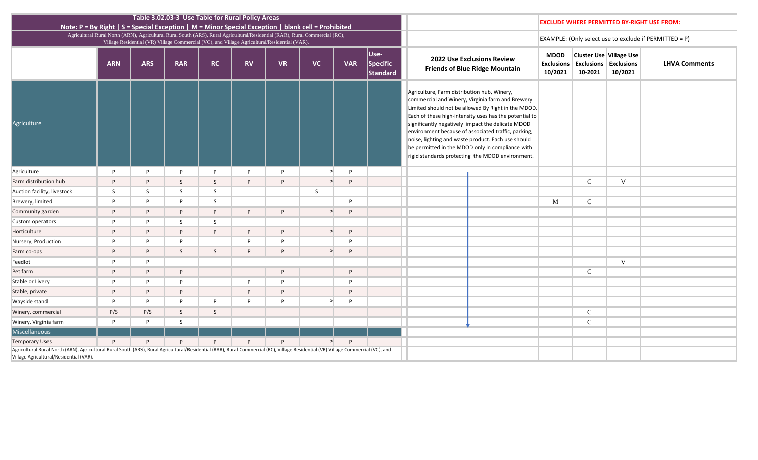**Table 3.02.03-3 Use Table for Rural Policy Areas**

**Note: P = By Right | S = Special Exception | M = Minor Special Exception | blank cell = Prohibited**

Agricultural Rural North (ARN), Agricultural Rural South (ARS), Rural Agricultural/Residential (RAR), Rural Commercial (RC), Village Residential (VR) Village Commercial (VC), and Village Agricultural/Residential (VAR).

**EXCLUDE WHERE PERMITTED BY-RIGHT USE FROM:**

EXAMPLE: (Only select use to exclude if PERMITTED = P)

| | ARN | ARS | RAR | RC | RV | VR | VC | VAR | Use-Specific Standard | 2022 Use Exclusions Review Friends of Blue Ridge Mountain | MDOD Exclusions 10/2021 | Cluster Use Exclusions 10-2021 | Village Use Exclusions 10/2021 | LHVA Comments |
|---|---|---|---|---|---|---|---|---|---|---|---|---|---|---|
| Agriculture | | | | | | | | | | Agriculture, Farm distribution hub, Winery, commercial and Winery, Virginia farm and Brewery Limited should not be allowed By Right in the MDOD. Each of these high-intensity uses has the potential to significantly negatively impact the delicate MDOD environment because of associated traffic, parking, noise, lighting and waste product. Each use should be permitted in the MDOD only in compliance with rigid standards protecting the MDOD environment. | | | | |
| Agriculture | P | P | P | P | P | P | P | P | | | | | | |
| Farm distribution hub | P | P | S | S | P | P | P | P | | | | C | V | |
| Auction facility, livestock | S | S | S | S | | | S | | | | | | | |
| Brewery, limited | P | P | P | S | | | | P | | | M | C | | |
| Community garden | P | P | P | P | P | P | P | P | | | | | | |
| Custom operators | P | P | S | S | | | | | | | | | | |
| Horticulture | P | P | P | P | P | P | P | P | | | | | | |
| Nursery, Production | P | P | P | | P | P | | P | | | | | | |
| Farm co-ops | P | P | S | S | P | P | P | P | | | | | | |
| Feedlot | P | P | | | | | | | | | | | V | |
| Pet farm | P | P | P | | | P | | P | | | | C | | |
| Stable or Livery | P | P | P | | P | P | | P | | | | | | |
| Stable, private | P | P | P | | P | P | | P | | | | | | |
| Wayside stand | P | P | P | P | P | P | P | P | | | | | | |
| Winery, commercial | P/S | P/S | S | S | | | | | | | | C | | |
| Winery, Virginia farm | P | P | S | | | | | | | | | C | | |
| Miscellaneous | | | | | | | | | | | | | | |
| Temporary Uses | P | P | P | P | P | P | P | P | | | | | | |

Agricultural Rural North (ARN), Agricultural Rural South (ARS), Rural Agricultural/Residential (RAR), Rural Commercial (RC), Village Residential (VR) Village Commercial (VC), and Village Agricultural/Residential (VAR).